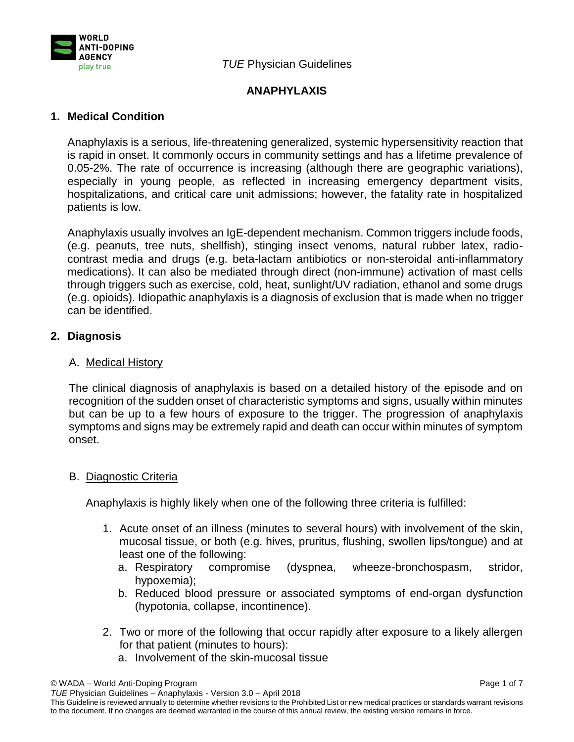*TUE* Physician Guidelines

# ANAPHYLAXIS

## 1. Medical Condition

Anaphylaxis is a serious, life-threatening generalized, systemic hypersensitivity reaction that is rapid in onset. It commonly occurs in community settings and has a lifetime prevalence of 0.05-2%. The rate of occurrence is increasing (although there are geographic variations), especially in young people, as reflected in increasing emergency department visits, hospitalizations, and critical care unit admissions; however, the fatality rate in hospitalized patients is low.

Anaphylaxis usually involves an IgE-dependent mechanism. Common triggers include foods, (e.g. peanuts, tree nuts, shellfish), stinging insect venoms, natural rubber latex, radio-contrast media and drugs (e.g. beta-lactam antibiotics or non-steroidal anti-inflammatory medications). It can also be mediated through direct (non-immune) activation of mast cells through triggers such as exercise, cold, heat, sunlight/UV radiation, ethanol and some drugs (e.g. opioids). Idiopathic anaphylaxis is a diagnosis of exclusion that is made when no trigger can be identified.

## 2. Diagnosis

### A. Medical History

The clinical diagnosis of anaphylaxis is based on a detailed history of the episode and on recognition of the sudden onset of characteristic symptoms and signs, usually within minutes but can be up to a few hours of exposure to the trigger. The progression of anaphylaxis symptoms and signs may be extremely rapid and death can occur within minutes of symptom onset.

### B. Diagnostic Criteria

Anaphylaxis is highly likely when one of the following three criteria is fulfilled:

1. Acute onset of an illness (minutes to several hours) with involvement of the skin, mucosal tissue, or both (e.g. hives, pruritus, flushing, swollen lips/tongue) and at least one of the following:
   a. Respiratory compromise (dyspnea, wheeze-bronchospasm, stridor, hypoxemia);
   b. Reduced blood pressure or associated symptoms of end-organ dysfunction (hypotonia, collapse, incontinence).

2. Two or more of the following that occur rapidly after exposure to a likely allergen for that patient (minutes to hours):
   a. Involvement of the skin-mucosal tissue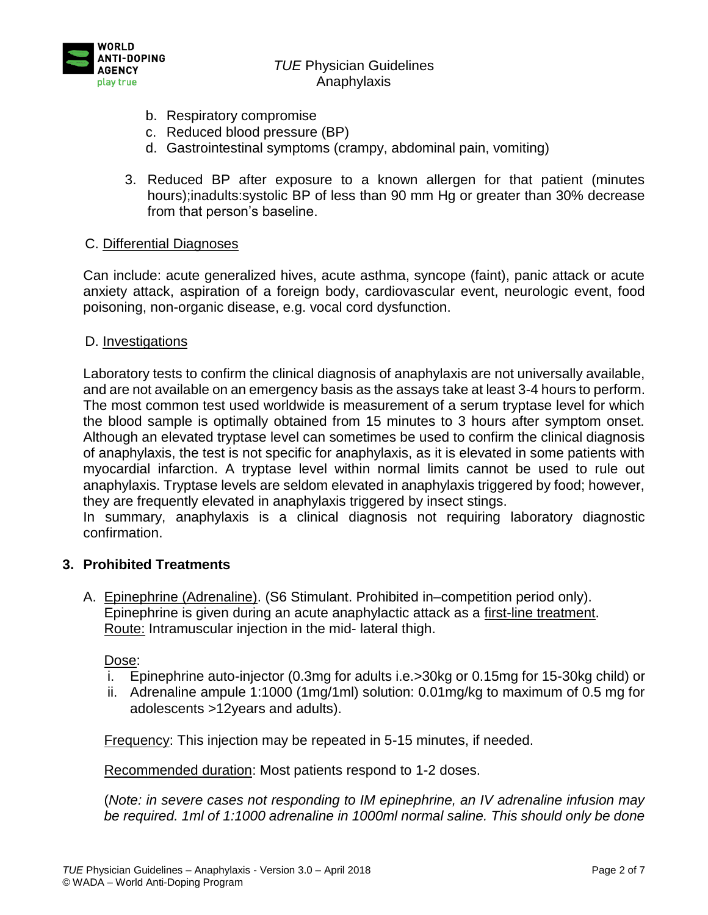b. Respiratory compromise
c. Reduced blood pressure (BP)
d. Gastrointestinal symptoms (crampy, abdominal pain, vomiting)

3. Reduced BP after exposure to a known allergen for that patient (minutes hours);inadults:systolic BP of less than 90 mm Hg or greater than 30% decrease from that person's baseline.

C. Differential Diagnoses

Can include: acute generalized hives, acute asthma, syncope (faint), panic attack or acute anxiety attack, aspiration of a foreign body, cardiovascular event, neurologic event, food poisoning, non-organic disease, e.g. vocal cord dysfunction.

D. Investigations

Laboratory tests to confirm the clinical diagnosis of anaphylaxis are not universally available, and are not available on an emergency basis as the assays take at least 3-4 hours to perform. The most common test used worldwide is measurement of a serum tryptase level for which the blood sample is optimally obtained from 15 minutes to 3 hours after symptom onset. Although an elevated tryptase level can sometimes be used to confirm the clinical diagnosis of anaphylaxis, the test is not specific for anaphylaxis, as it is elevated in some patients with myocardial infarction. A tryptase level within normal limits cannot be used to rule out anaphylaxis. Tryptase levels are seldom elevated in anaphylaxis triggered by food; however, they are frequently elevated in anaphylaxis triggered by insect stings.
In summary, anaphylaxis is a clinical diagnosis not requiring laboratory diagnostic confirmation.

## 3. Prohibited Treatments

A. Epinephrine (Adrenaline). (S6 Stimulant. Prohibited in–competition period only).
Epinephrine is given during an acute anaphylactic attack as a first-line treatment.
Route: Intramuscular injection in the mid- lateral thigh.

Dose:

i. Epinephrine auto-injector (0.3mg for adults i.e.>30kg or 0.15mg for 15-30kg child) or
ii. Adrenaline ampule 1:1000 (1mg/1ml) solution: 0.01mg/kg to maximum of 0.5 mg for adolescents >12years and adults).

Frequency: This injection may be repeated in 5-15 minutes, if needed.

Recommended duration: Most patients respond to 1-2 doses.

(*Note: in severe cases not responding to IM epinephrine, an IV adrenaline infusion may be required. 1ml of 1:1000 adrenaline in 1000ml normal saline. This should only be done*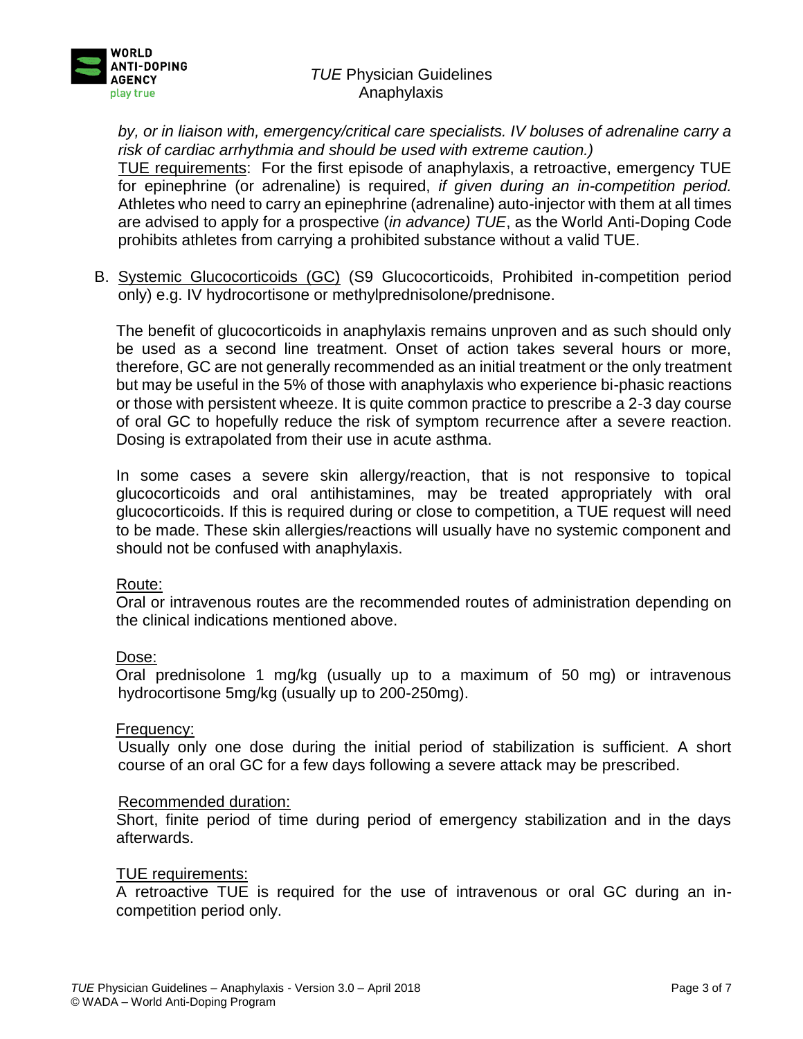*by, or in liaison with, emergency/critical care specialists. IV boluses of adrenaline carry a risk of cardiac arrhythmia and should be used with extreme caution.)*

TUE requirements: For the first episode of anaphylaxis, a retroactive, emergency TUE for epinephrine (or adrenaline) is required, *if given during an in-competition period.* Athletes who need to carry an epinephrine (adrenaline) auto-injector with them at all times are advised to apply for a prospective (*in advance) TUE*, as the World Anti-Doping Code prohibits athletes from carrying a prohibited substance without a valid TUE.

B. Systemic Glucocorticoids (GC) (S9 Glucocorticoids, Prohibited in-competition period only) e.g. IV hydrocortisone or methylprednisolone/prednisone.

The benefit of glucocorticoids in anaphylaxis remains unproven and as such should only be used as a second line treatment. Onset of action takes several hours or more, therefore, GC are not generally recommended as an initial treatment or the only treatment but may be useful in the 5% of those with anaphylaxis who experience bi-phasic reactions or those with persistent wheeze. It is quite common practice to prescribe a 2-3 day course of oral GC to hopefully reduce the risk of symptom recurrence after a severe reaction. Dosing is extrapolated from their use in acute asthma.

In some cases a severe skin allergy/reaction, that is not responsive to topical glucocorticoids and oral antihistamines, may be treated appropriately with oral glucocorticoids. If this is required during or close to competition, a TUE request will need to be made. These skin allergies/reactions will usually have no systemic component and should not be confused with anaphylaxis.

Route:
Oral or intravenous routes are the recommended routes of administration depending on the clinical indications mentioned above.

Dose:
Oral prednisolone 1 mg/kg (usually up to a maximum of 50 mg) or intravenous hydrocortisone 5mg/kg (usually up to 200-250mg).

Frequency:
Usually only one dose during the initial period of stabilization is sufficient. A short course of an oral GC for a few days following a severe attack may be prescribed.

Recommended duration:
Short, finite period of time during period of emergency stabilization and in the days afterwards.

TUE requirements:
A retroactive TUE is required for the use of intravenous or oral GC during an in-competition period only.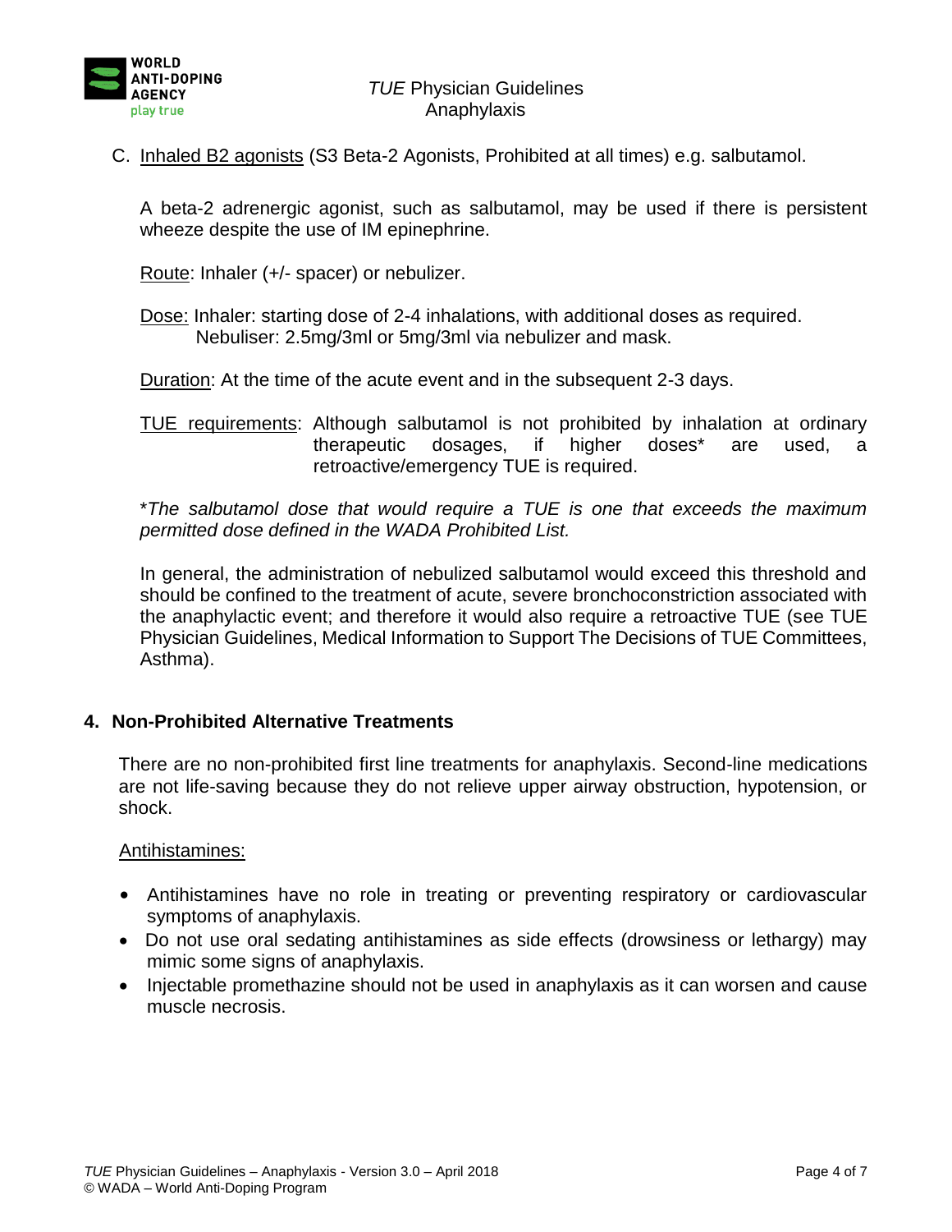C. Inhaled B2 agonists (S3 Beta-2 Agonists, Prohibited at all times) e.g. salbutamol.

A beta-2 adrenergic agonist, such as salbutamol, may be used if there is persistent wheeze despite the use of IM epinephrine.

Route: Inhaler (+/- spacer) or nebulizer.

Dose: Inhaler: starting dose of 2-4 inhalations, with additional doses as required.
Nebuliser: 2.5mg/3ml or 5mg/3ml via nebulizer and mask.

Duration: At the time of the acute event and in the subsequent 2-3 days.

TUE requirements: Although salbutamol is not prohibited by inhalation at ordinary therapeutic dosages, if higher doses* are used, a retroactive/emergency TUE is required.

*\*The salbutamol dose that would require a TUE is one that exceeds the maximum permitted dose defined in the WADA Prohibited List.*

In general, the administration of nebulized salbutamol would exceed this threshold and should be confined to the treatment of acute, severe bronchoconstriction associated with the anaphylactic event; and therefore it would also require a retroactive TUE (see TUE Physician Guidelines, Medical Information to Support The Decisions of TUE Committees, Asthma).

## 4. Non-Prohibited Alternative Treatments

There are no non-prohibited first line treatments for anaphylaxis. Second-line medications are not life-saving because they do not relieve upper airway obstruction, hypotension, or shock.

Antihistamines:

- Antihistamines have no role in treating or preventing respiratory or cardiovascular symptoms of anaphylaxis.
- Do not use oral sedating antihistamines as side effects (drowsiness or lethargy) may mimic some signs of anaphylaxis.
- Injectable promethazine should not be used in anaphylaxis as it can worsen and cause muscle necrosis.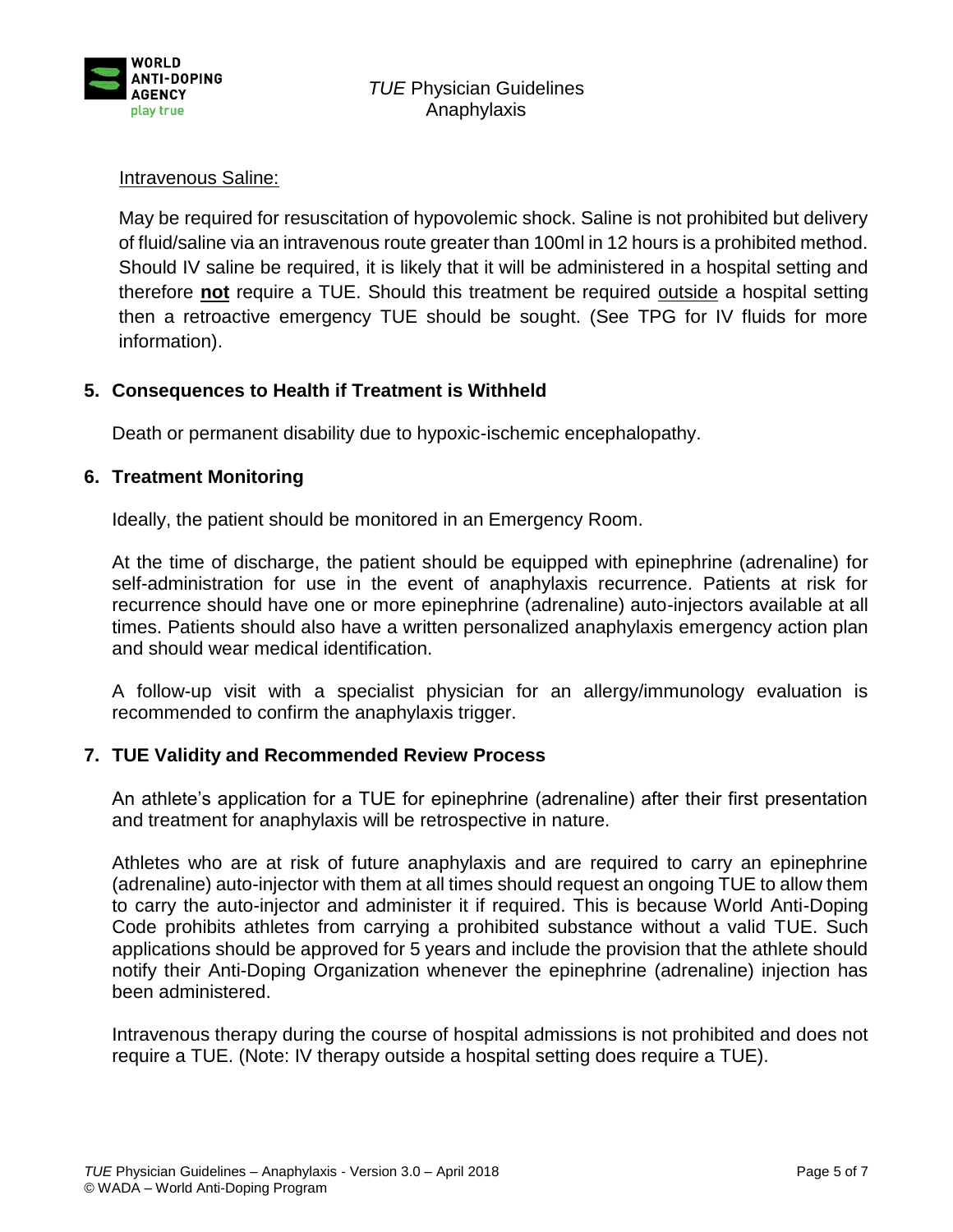Intravenous Saline:

May be required for resuscitation of hypovolemic shock. Saline is not prohibited but delivery of fluid/saline via an intravenous route greater than 100ml in 12 hours is a prohibited method. Should IV saline be required, it is likely that it will be administered in a hospital setting and therefore **not** require a TUE. Should this treatment be required outside a hospital setting then a retroactive emergency TUE should be sought. (See TPG for IV fluids for more information).

## 5. Consequences to Health if Treatment is Withheld

Death or permanent disability due to hypoxic-ischemic encephalopathy.

## 6. Treatment Monitoring

Ideally, the patient should be monitored in an Emergency Room.

At the time of discharge, the patient should be equipped with epinephrine (adrenaline) for self-administration for use in the event of anaphylaxis recurrence. Patients at risk for recurrence should have one or more epinephrine (adrenaline) auto-injectors available at all times. Patients should also have a written personalized anaphylaxis emergency action plan and should wear medical identification.

A follow-up visit with a specialist physician for an allergy/immunology evaluation is recommended to confirm the anaphylaxis trigger.

## 7. TUE Validity and Recommended Review Process

An athlete's application for a TUE for epinephrine (adrenaline) after their first presentation and treatment for anaphylaxis will be retrospective in nature.

Athletes who are at risk of future anaphylaxis and are required to carry an epinephrine (adrenaline) auto-injector with them at all times should request an ongoing TUE to allow them to carry the auto-injector and administer it if required. This is because World Anti-Doping Code prohibits athletes from carrying a prohibited substance without a valid TUE. Such applications should be approved for 5 years and include the provision that the athlete should notify their Anti-Doping Organization whenever the epinephrine (adrenaline) injection has been administered.

Intravenous therapy during the course of hospital admissions is not prohibited and does not require a TUE. (Note: IV therapy outside a hospital setting does require a TUE).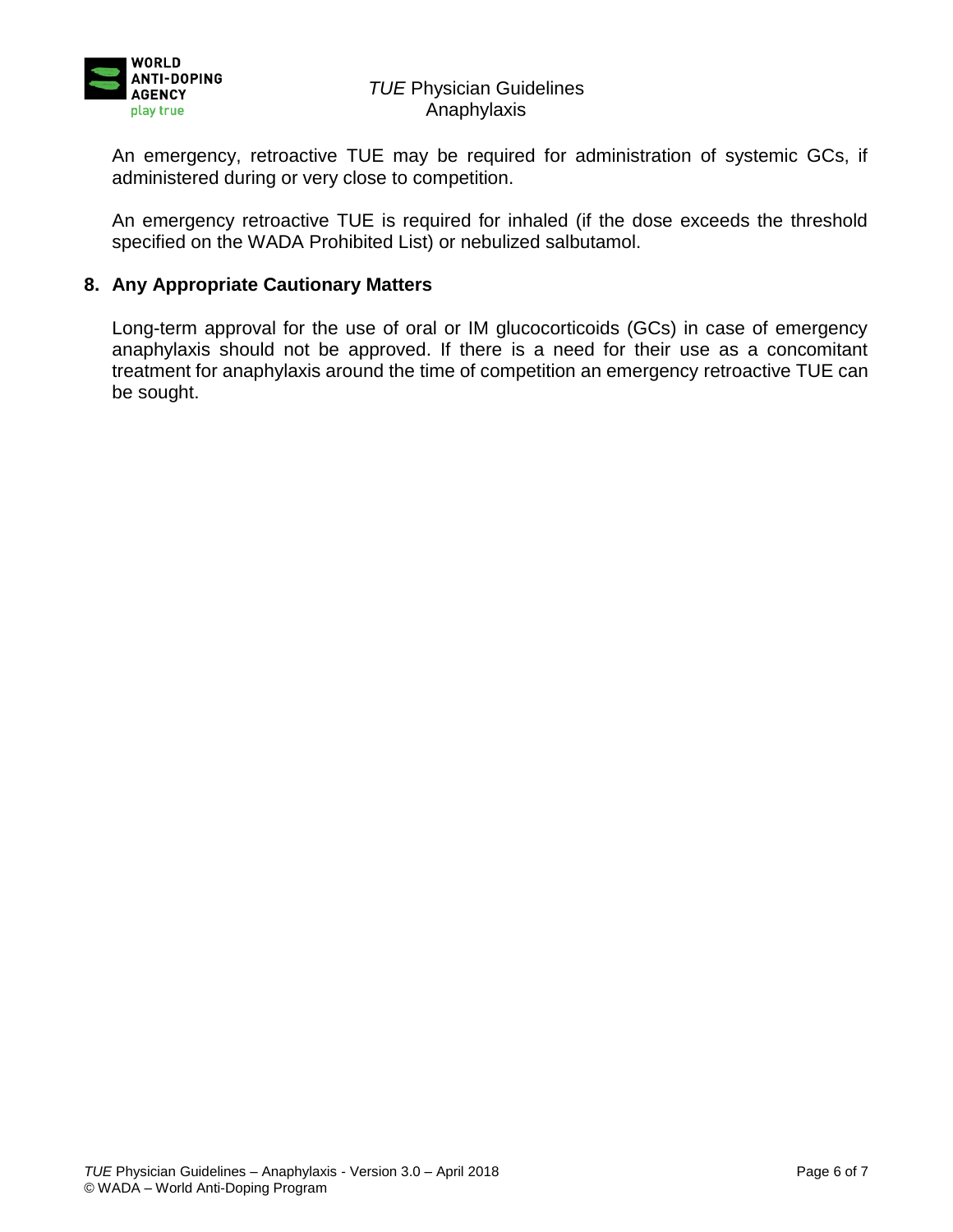An emergency, retroactive TUE may be required for administration of systemic GCs, if administered during or very close to competition.

An emergency retroactive TUE is required for inhaled (if the dose exceeds the threshold specified on the WADA Prohibited List) or nebulized salbutamol.

## 8. Any Appropriate Cautionary Matters

Long-term approval for the use of oral or IM glucocorticoids (GCs) in case of emergency anaphylaxis should not be approved. If there is a need for their use as a concomitant treatment for anaphylaxis around the time of competition an emergency retroactive TUE can be sought.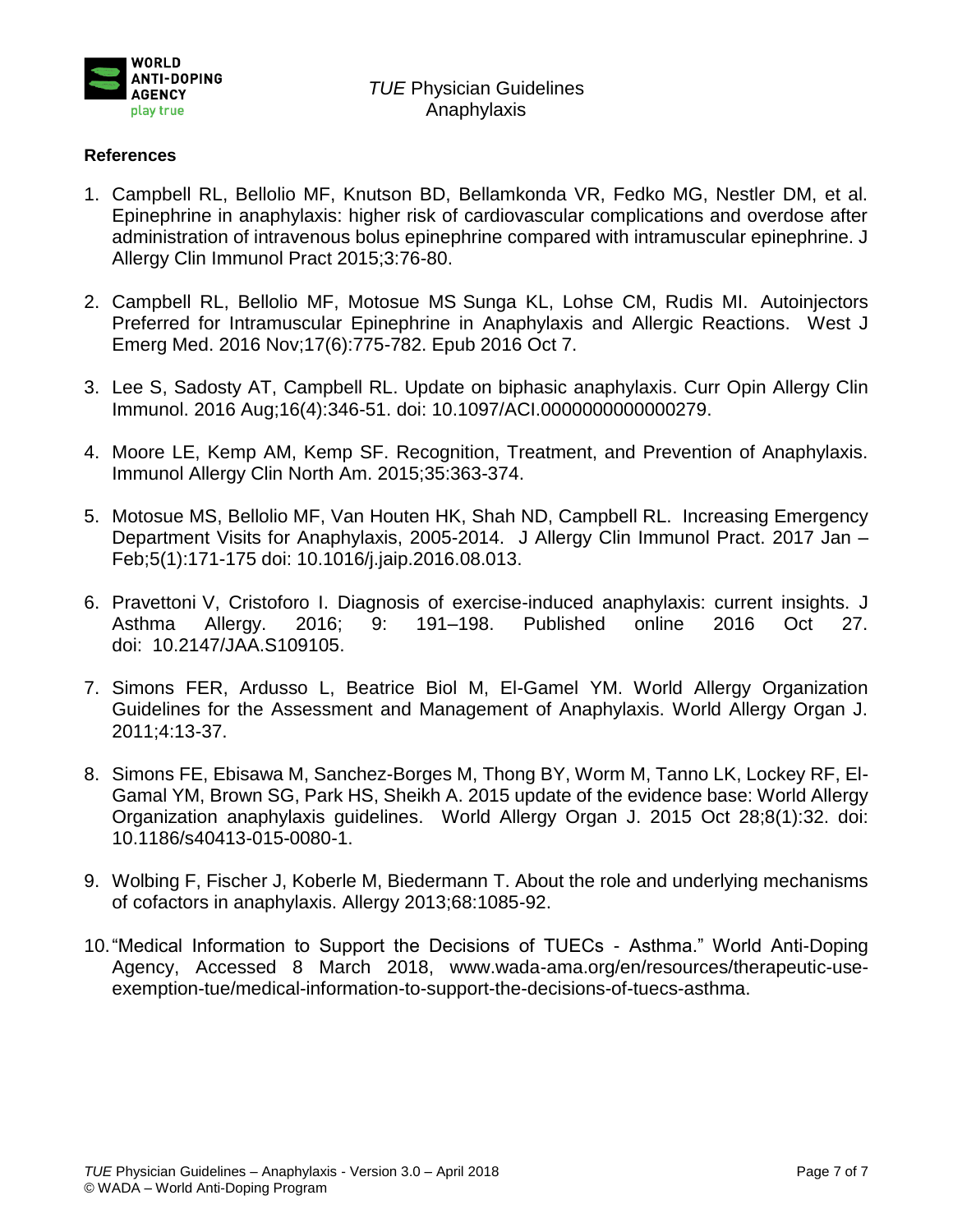**References**

1. Campbell RL, Bellolio MF, Knutson BD, Bellamkonda VR, Fedko MG, Nestler DM, et al. Epinephrine in anaphylaxis: higher risk of cardiovascular complications and overdose after administration of intravenous bolus epinephrine compared with intramuscular epinephrine. J Allergy Clin Immunol Pract 2015;3:76-80.

2. Campbell RL, Bellolio MF, Motosue MS Sunga KL, Lohse CM, Rudis MI. Autoinjectors Preferred for Intramuscular Epinephrine in Anaphylaxis and Allergic Reactions. West J Emerg Med. 2016 Nov;17(6):775-782. Epub 2016 Oct 7.

3. Lee S, Sadosty AT, Campbell RL. Update on biphasic anaphylaxis. Curr Opin Allergy Clin Immunol. 2016 Aug;16(4):346-51. doi: 10.1097/ACI.0000000000000279.

4. Moore LE, Kemp AM, Kemp SF. Recognition, Treatment, and Prevention of Anaphylaxis. Immunol Allergy Clin North Am. 2015;35:363-374.

5. Motosue MS, Bellolio MF, Van Houten HK, Shah ND, Campbell RL. Increasing Emergency Department Visits for Anaphylaxis, 2005-2014. J Allergy Clin Immunol Pract. 2017 Jan – Feb;5(1):171-175 doi: 10.1016/j.jaip.2016.08.013.

6. Pravettoni V, Cristoforo I. Diagnosis of exercise-induced anaphylaxis: current insights. J Asthma Allergy. 2016; 9: 191–198. Published online 2016 Oct 27. doi: 10.2147/JAA.S109105.

7. Simons FER, Ardusso L, Beatrice Biol M, El-Gamel YM. World Allergy Organization Guidelines for the Assessment and Management of Anaphylaxis. World Allergy Organ J. 2011;4:13-37.

8. Simons FE, Ebisawa M, Sanchez-Borges M, Thong BY, Worm M, Tanno LK, Lockey RF, El-Gamal YM, Brown SG, Park HS, Sheikh A. 2015 update of the evidence base: World Allergy Organization anaphylaxis guidelines. World Allergy Organ J. 2015 Oct 28;8(1):32. doi: 10.1186/s40413-015-0080-1.

9. Wolbing F, Fischer J, Koberle M, Biedermann T. About the role and underlying mechanisms of cofactors in anaphylaxis. Allergy 2013;68:1085-92.

10. "Medical Information to Support the Decisions of TUECs - Asthma." World Anti-Doping Agency, Accessed 8 March 2018, www.wada-ama.org/en/resources/therapeutic-use-exemption-tue/medical-information-to-support-the-decisions-of-tuecs-asthma.